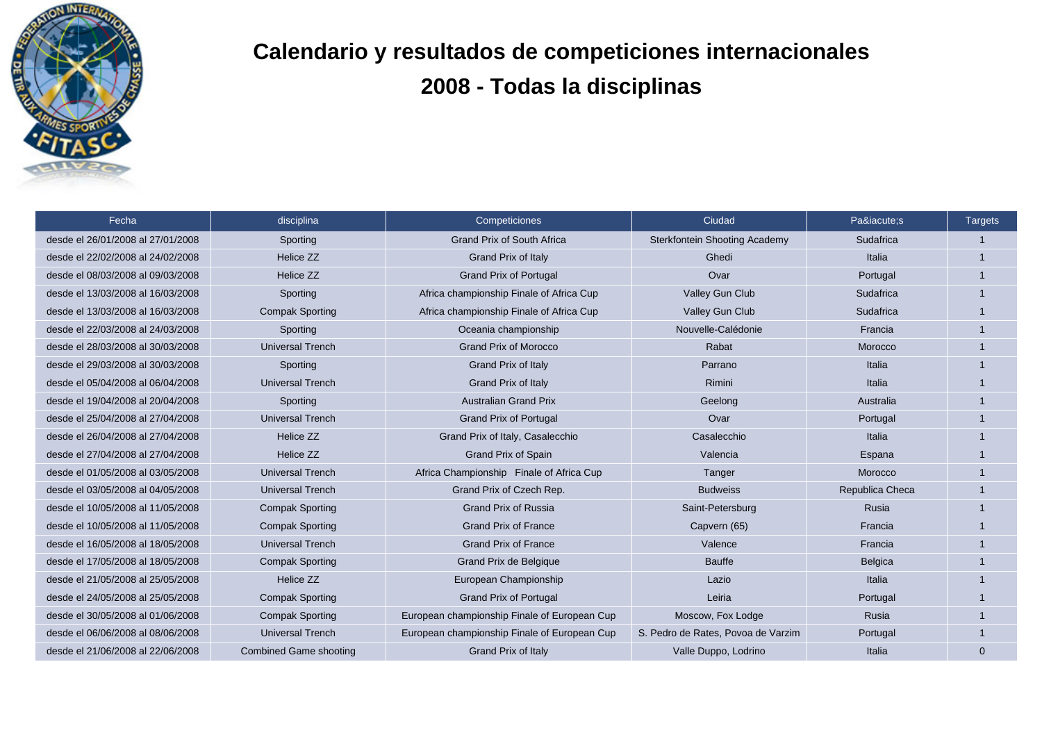# Calendario y resultados de competiciones internacionales

## 2008 - Todas la disciplinas

| Fecha | disciplina | Competiciones | Ciudad | Pa&iacute;s | Targets |
|---|---|---|---|---|---|
| desde el 26/01/2008 al 27/01/2008 | Sporting | Grand Prix of South Africa | Sterkfontein Shooting Academy | Sudafrica | 1 |
| desde el 22/02/2008 al 24/02/2008 | Helice ZZ | Grand Prix of Italy | Ghedi | Italia | 1 |
| desde el 08/03/2008 al 09/03/2008 | Helice ZZ | Grand Prix of Portugal | Ovar | Portugal | 1 |
| desde el 13/03/2008 al 16/03/2008 | Sporting | Africa championship Finale of Africa Cup | Valley Gun Club | Sudafrica | 1 |
| desde el 13/03/2008 al 16/03/2008 | Compak Sporting | Africa championship Finale of Africa Cup | Valley Gun Club | Sudafrica | 1 |
| desde el 22/03/2008 al 24/03/2008 | Sporting | Oceania championship | Nouvelle-Calédonie | Francia | 1 |
| desde el 28/03/2008 al 30/03/2008 | Universal Trench | Grand Prix of Morocco | Rabat | Morocco | 1 |
| desde el 29/03/2008 al 30/03/2008 | Sporting | Grand Prix of Italy | Parrano | Italia | 1 |
| desde el 05/04/2008 al 06/04/2008 | Universal Trench | Grand Prix of Italy | Rimini | Italia | 1 |
| desde el 19/04/2008 al 20/04/2008 | Sporting | Australian Grand Prix | Geelong | Australia | 1 |
| desde el 25/04/2008 al 27/04/2008 | Universal Trench | Grand Prix of Portugal | Ovar | Portugal | 1 |
| desde el 26/04/2008 al 27/04/2008 | Helice ZZ | Grand Prix of Italy, Casalecchio | Casalecchio | Italia | 1 |
| desde el 27/04/2008 al 27/04/2008 | Helice ZZ | Grand Prix of Spain | Valencia | Espana | 1 |
| desde el 01/05/2008 al 03/05/2008 | Universal Trench | Africa Championship Finale of Africa Cup | Tanger | Morocco | 1 |
| desde el 03/05/2008 al 04/05/2008 | Universal Trench | Grand Prix of Czech Rep. | Budweiss | Republica Checa | 1 |
| desde el 10/05/2008 al 11/05/2008 | Compak Sporting | Grand Prix of Russia | Saint-Petersburg | Rusia | 1 |
| desde el 10/05/2008 al 11/05/2008 | Compak Sporting | Grand Prix of France | Capvern (65) | Francia | 1 |
| desde el 16/05/2008 al 18/05/2008 | Universal Trench | Grand Prix of France | Valence | Francia | 1 |
| desde el 17/05/2008 al 18/05/2008 | Compak Sporting | Grand Prix de Belgique | Bauffe | Belgica | 1 |
| desde el 21/05/2008 al 25/05/2008 | Helice ZZ | European Championship | Lazio | Italia | 1 |
| desde el 24/05/2008 al 25/05/2008 | Compak Sporting | Grand Prix of Portugal | Leiria | Portugal | 1 |
| desde el 30/05/2008 al 01/06/2008 | Compak Sporting | European championship Finale of European Cup | Moscow, Fox Lodge | Rusia | 1 |
| desde el 06/06/2008 al 08/06/2008 | Universal Trench | European championship Finale of European Cup | S. Pedro de Rates, Povoa de Varzim | Portugal | 1 |
| desde el 21/06/2008 al 22/06/2008 | Combined Game shooting | Grand Prix of Italy | Valle Duppo, Lodrino | Italia | 0 |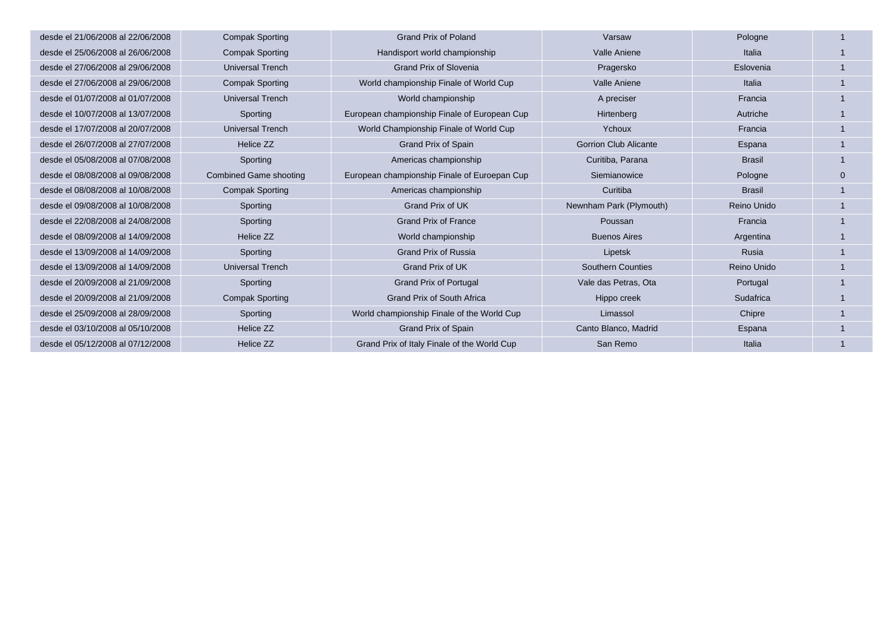| | | | | | |
|---|---|---|---|---|---|
| desde el 21/06/2008 al 22/06/2008 | Compak Sporting | Grand Prix of Poland | Varsaw | Pologne | 1 |
| desde el 25/06/2008 al 26/06/2008 | Compak Sporting | Handisport world championship | Valle Aniene | Italia | 1 |
| desde el 27/06/2008 al 29/06/2008 | Universal Trench | Grand Prix of Slovenia | Pragersko | Eslovenia | 1 |
| desde el 27/06/2008 al 29/06/2008 | Compak Sporting | World championship Finale of World Cup | Valle Aniene | Italia | 1 |
| desde el 01/07/2008 al 01/07/2008 | Universal Trench | World championship | A preciser | Francia | 1 |
| desde el 10/07/2008 al 13/07/2008 | Sporting | European championship Finale of European Cup | Hirtenberg | Autriche | 1 |
| desde el 17/07/2008 al 20/07/2008 | Universal Trench | World Championship Finale of World Cup | Ychoux | Francia | 1 |
| desde el 26/07/2008 al 27/07/2008 | Helice ZZ | Grand Prix of Spain | Gorrion Club Alicante | Espana | 1 |
| desde el 05/08/2008 al 07/08/2008 | Sporting | Americas championship | Curitiba, Parana | Brasil | 1 |
| desde el 08/08/2008 al 09/08/2008 | Combined Game shooting | European championship Finale of Euroepan Cup | Siemianowice | Pologne | 0 |
| desde el 08/08/2008 al 10/08/2008 | Compak Sporting | Americas championship | Curitiba | Brasil | 1 |
| desde el 09/08/2008 al 10/08/2008 | Sporting | Grand Prix of UK | Newnham Park (Plymouth) | Reino Unido | 1 |
| desde el 22/08/2008 al 24/08/2008 | Sporting | Grand Prix of France | Poussan | Francia | 1 |
| desde el 08/09/2008 al 14/09/2008 | Helice ZZ | World championship | Buenos Aires | Argentina | 1 |
| desde el 13/09/2008 al 14/09/2008 | Sporting | Grand Prix of Russia | Lipetsk | Rusia | 1 |
| desde el 13/09/2008 al 14/09/2008 | Universal Trench | Grand Prix of UK | Southern Counties | Reino Unido | 1 |
| desde el 20/09/2008 al 21/09/2008 | Sporting | Grand Prix of Portugal | Vale das Petras, Ota | Portugal | 1 |
| desde el 20/09/2008 al 21/09/2008 | Compak Sporting | Grand Prix of South Africa | Hippo creek | Sudafrica | 1 |
| desde el 25/09/2008 al 28/09/2008 | Sporting | World championship Finale of the World Cup | Limassol | Chipre | 1 |
| desde el 03/10/2008 al 05/10/2008 | Helice ZZ | Grand Prix of Spain | Canto Blanco, Madrid | Espana | 1 |
| desde el 05/12/2008 al 07/12/2008 | Helice ZZ | Grand Prix of Italy Finale of the World Cup | San Remo | Italia | 1 |